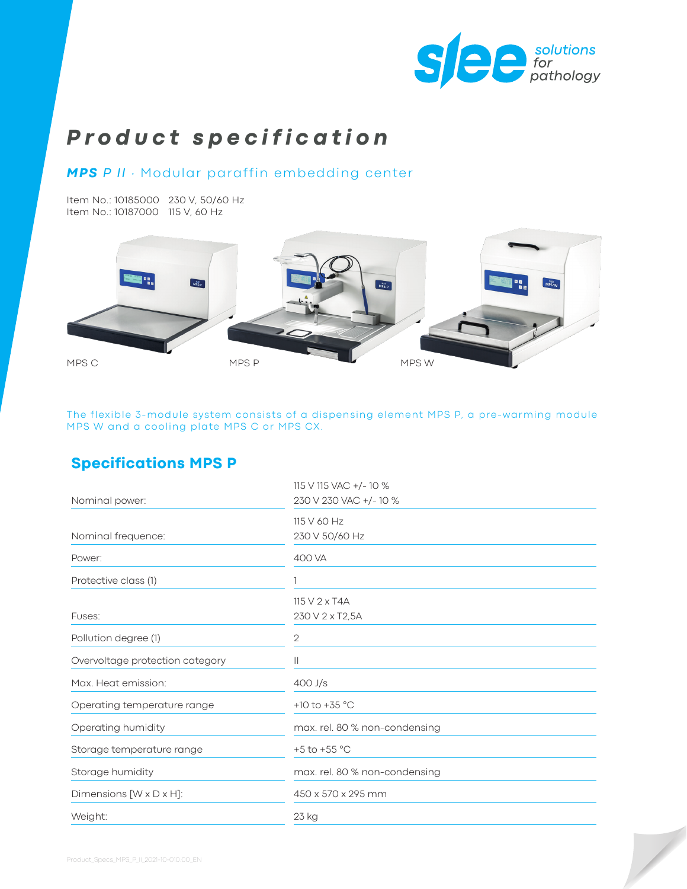# Product specification

## **MPS** *P II* · Modular paraffin embedding center

Item No.: 10185000   230 V, 50/60 Hz
Item No.: 10187000   115 V, 60 Hz

MPS C    MPS P    MPS W

The flexible 3-module system consists of a dispensing element MPS P, a pre-warming module MPS W and a cooling plate MPS C or MPS CX.

## Specifications MPS P

| | |
|---|---|
| Nominal power: | 115 V 115 VAC +/- 10 %<br>230 V 230 VAC +/- 10 % |
| Nominal frequence: | 115 V 60 Hz<br>230 V 50/60 Hz |
| Power: | 400 VA |
| Protective class (1) | 1 |
| Fuses: | 115 V 2 x T4A<br>230 V 2 x T2,5A |
| Pollution degree (1) | 2 |
| Overvoltage protection category | II |
| Max. Heat emission: | 400 J/s |
| Operating temperature range | +10 to +35 °C |
| Operating humidity | max. rel. 80 % non-condensing |
| Storage temperature range | +5 to +55 °C |
| Storage humidity | max. rel. 80 % non-condensing |
| Dimensions [W x D x H]: | 450 x 570 x 295 mm |
| Weight: | 23 kg |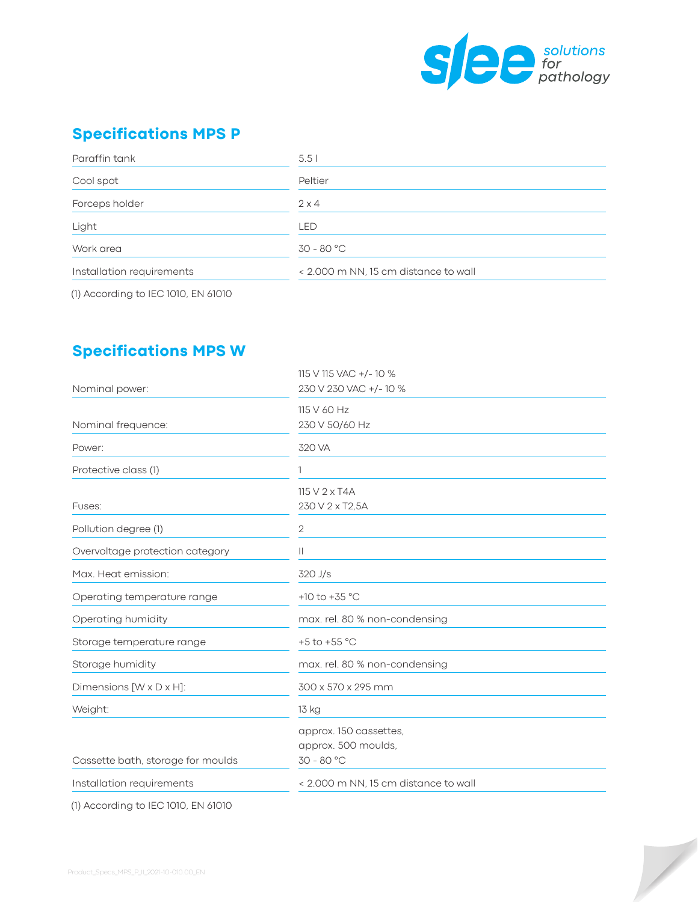## Specifications MPS P

| | |
|---|---|
| Paraffin tank | 5.5 l |
| Cool spot | Peltier |
| Forceps holder | 2 x 4 |
| Light | LED |
| Work area | 30 - 80 °C |
| Installation requirements | < 2.000 m NN, 15 cm distance to wall |

(1) According to IEC 1010, EN 61010

## Specifications MPS W

| | |
|---|---|
| Nominal power: | 115 V 115 VAC +/- 10 %<br>230 V 230 VAC +/- 10 % |
| Nominal frequence: | 115 V 60 Hz<br>230 V 50/60 Hz |
| Power: | 320 VA |
| Protective class (1) | 1 |
| Fuses: | 115 V 2 x T4A<br>230 V 2 x T2,5A |
| Pollution degree (1) | 2 |
| Overvoltage protection category | II |
| Max. Heat emission: | 320 J/s |
| Operating temperature range | +10 to +35 °C |
| Operating humidity | max. rel. 80 % non-condensing |
| Storage temperature range | +5 to +55 °C |
| Storage humidity | max. rel. 80 % non-condensing |
| Dimensions [W x D x H]: | 300 x 570 x 295 mm |
| Weight: | 13 kg |
| Cassette bath, storage for moulds | approx. 150 cassettes,<br>approx. 500 moulds,<br>30 - 80 °C |
| Installation requirements | < 2.000 m NN, 15 cm distance to wall |

(1) According to IEC 1010, EN 61010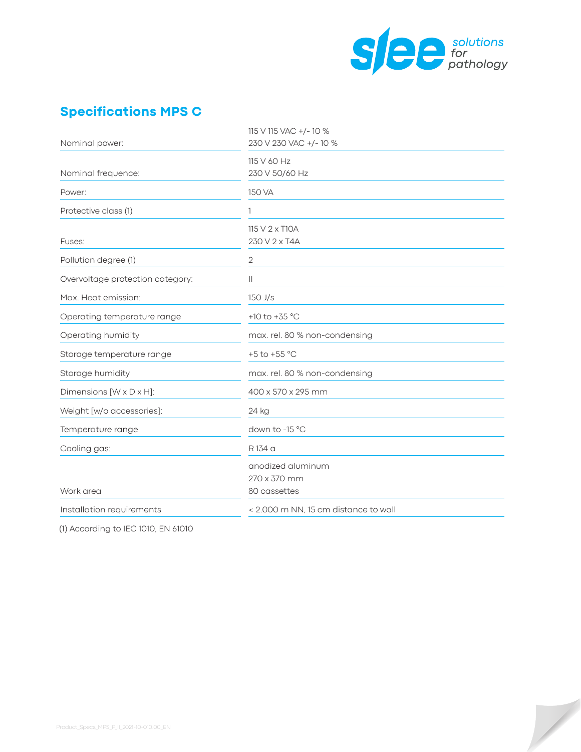## Specifications MPS C

| | |
|---|---|
| Nominal power: | 115 V 115 VAC +/- 10 %<br>230 V 230 VAC +/- 10 % |
| Nominal frequence: | 115 V 60 Hz<br>230 V 50/60 Hz |
| Power: | 150 VA |
| Protective class (1) | 1 |
| Fuses: | 115 V 2 x T10A<br>230 V 2 x T4A |
| Pollution degree (1) | 2 |
| Overvoltage protection category: | II |
| Max. Heat emission: | 150 J/s |
| Operating temperature range | +10 to +35 °C |
| Operating humidity | max. rel. 80 % non-condensing |
| Storage temperature range | +5 to +55 °C |
| Storage humidity | max. rel. 80 % non-condensing |
| Dimensions [W x D x H]: | 400 x 570 x 295 mm |
| Weight [w/o accessories]: | 24 kg |
| Temperature range | down to -15 °C |
| Cooling gas: | R 134 a |
| Work area | anodized aluminum<br>270 x 370 mm<br>80 cassettes |
| Installation requirements | < 2.000 m NN, 15 cm distance to wall |

(1) According to IEC 1010, EN 61010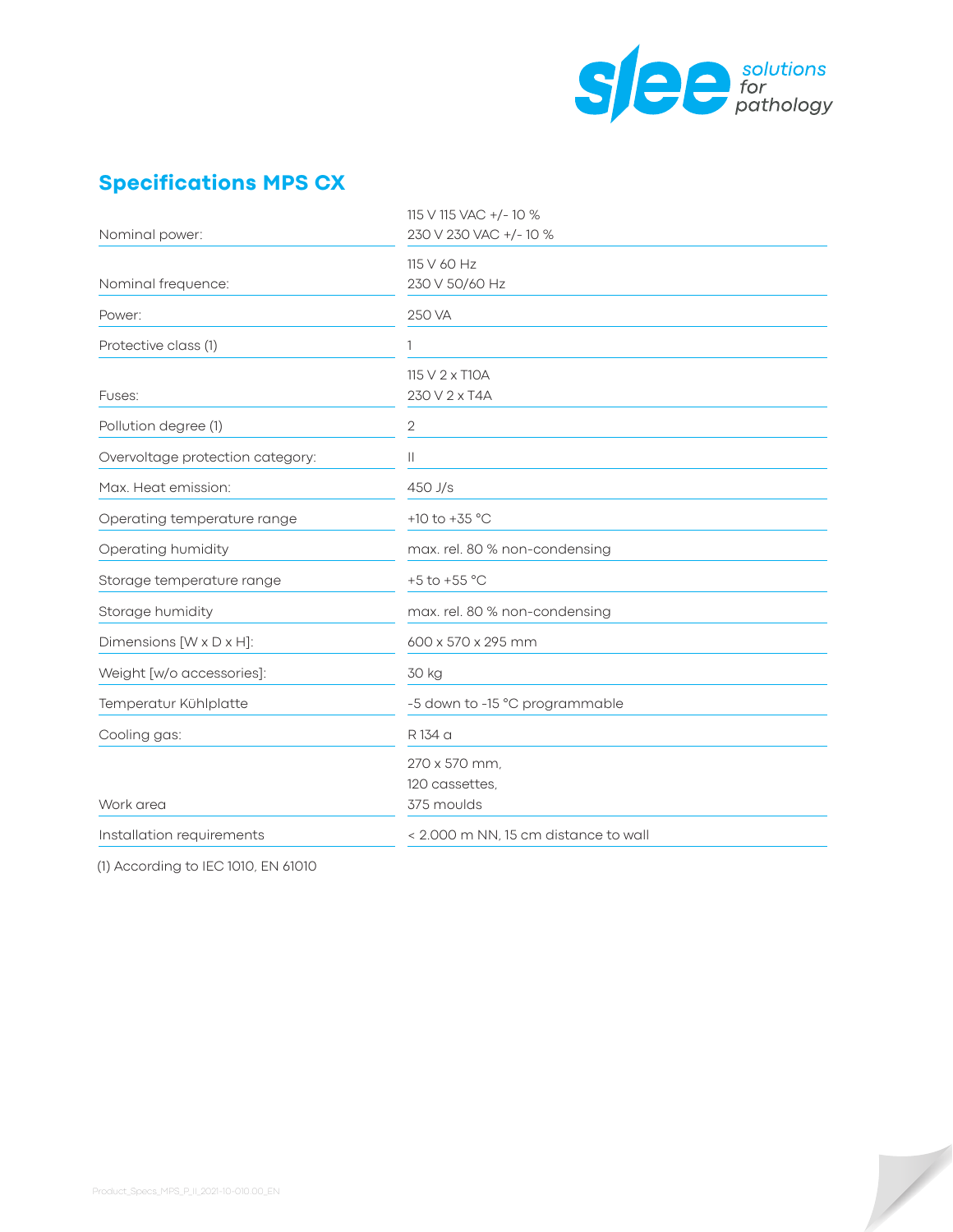## Specifications MPS CX

| | |
|---|---|
| Nominal power: | 115 V 115 VAC +/- 10 %<br>230 V 230 VAC +/- 10 % |
| Nominal frequence: | 115 V 60 Hz<br>230 V 50/60 Hz |
| Power: | 250 VA |
| Protective class (1) | 1 |
| Fuses: | 115 V 2 x T10A<br>230 V 2 x T4A |
| Pollution degree (1) | 2 |
| Overvoltage protection category: | II |
| Max. Heat emission: | 450 J/s |
| Operating temperature range | +10 to +35 °C |
| Operating humidity | max. rel. 80 % non-condensing |
| Storage temperature range | +5 to +55 °C |
| Storage humidity | max. rel. 80 % non-condensing |
| Dimensions [W x D x H]: | 600 x 570 x 295 mm |
| Weight [w/o accessories]: | 30 kg |
| Temperatur Kühlplatte | -5 down to -15 °C programmable |
| Cooling gas: | R 134 a |
| Work area | 270 x 570 mm,<br>120 cassettes,<br>375 moulds |
| Installation requirements | < 2.000 m NN, 15 cm distance to wall |

(1) According to IEC 1010, EN 61010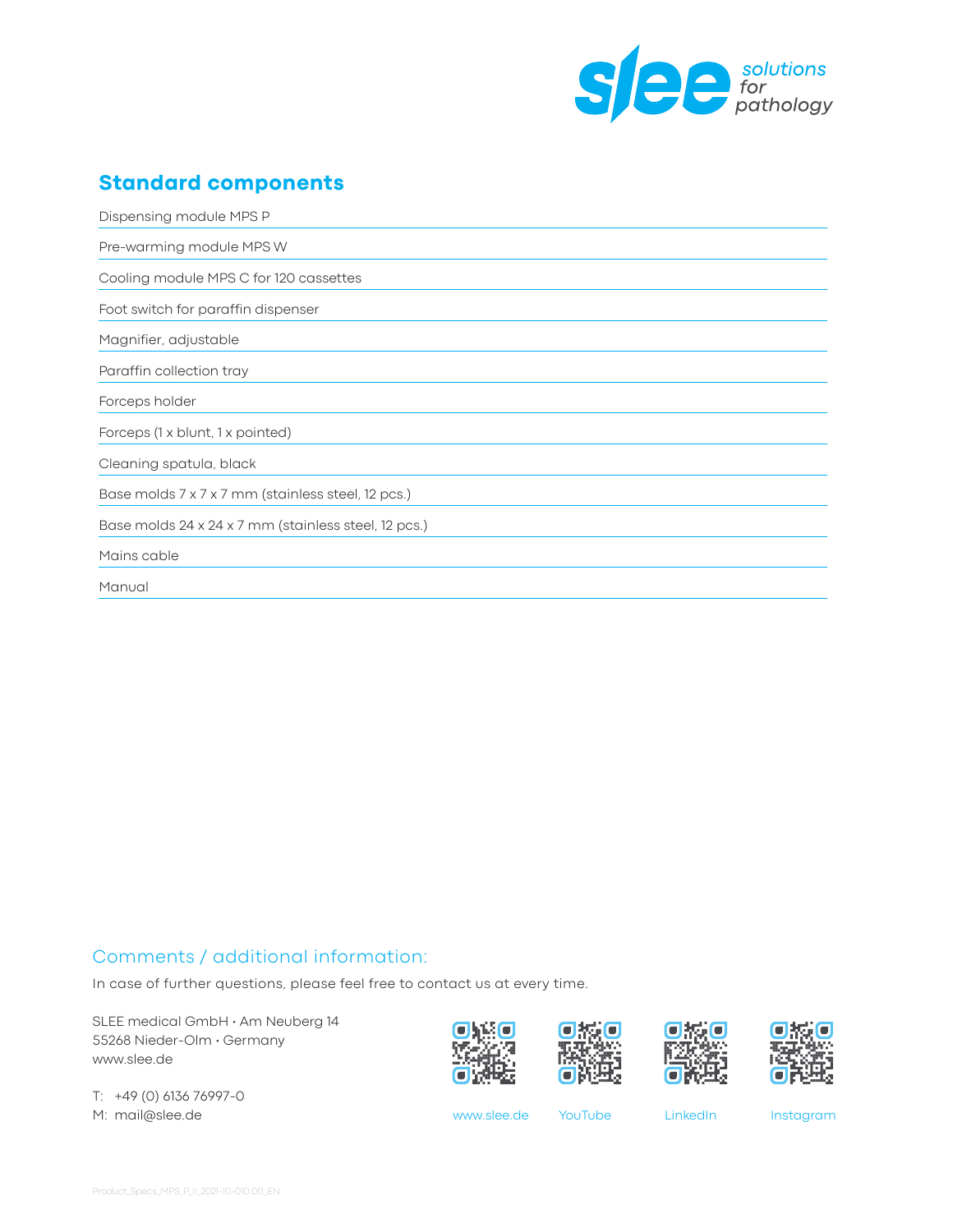## Standard components

| |
|---|
| Dispensing module MPS P |
| Pre-warming module MPS W |
| Cooling module MPS C for 120 cassettes |
| Foot switch for paraffin dispenser |
| Magnifier, adjustable |
| Paraffin collection tray |
| Forceps holder |
| Forceps (1 x blunt, 1 x pointed) |
| Cleaning spatula, black |
| Base molds 7 x 7 x 7 mm (stainless steel, 12 pcs.) |
| Base molds 24 x 24 x 7 mm (stainless steel, 12 pcs.) |
| Mains cable |
| Manual |

### Comments / additional information:

In case of further questions, please feel free to contact us at every time.

SLEE medical GmbH • Am Neuberg 14
55268 Nieder-Olm • Germany
www.slee.de

T: +49 (0) 6136 76997-0
M: mail@slee.de

www.slee.de YouTube LinkedIn Instagram

Product_Specs_MPS_P_II_2021-10-010.00_EN